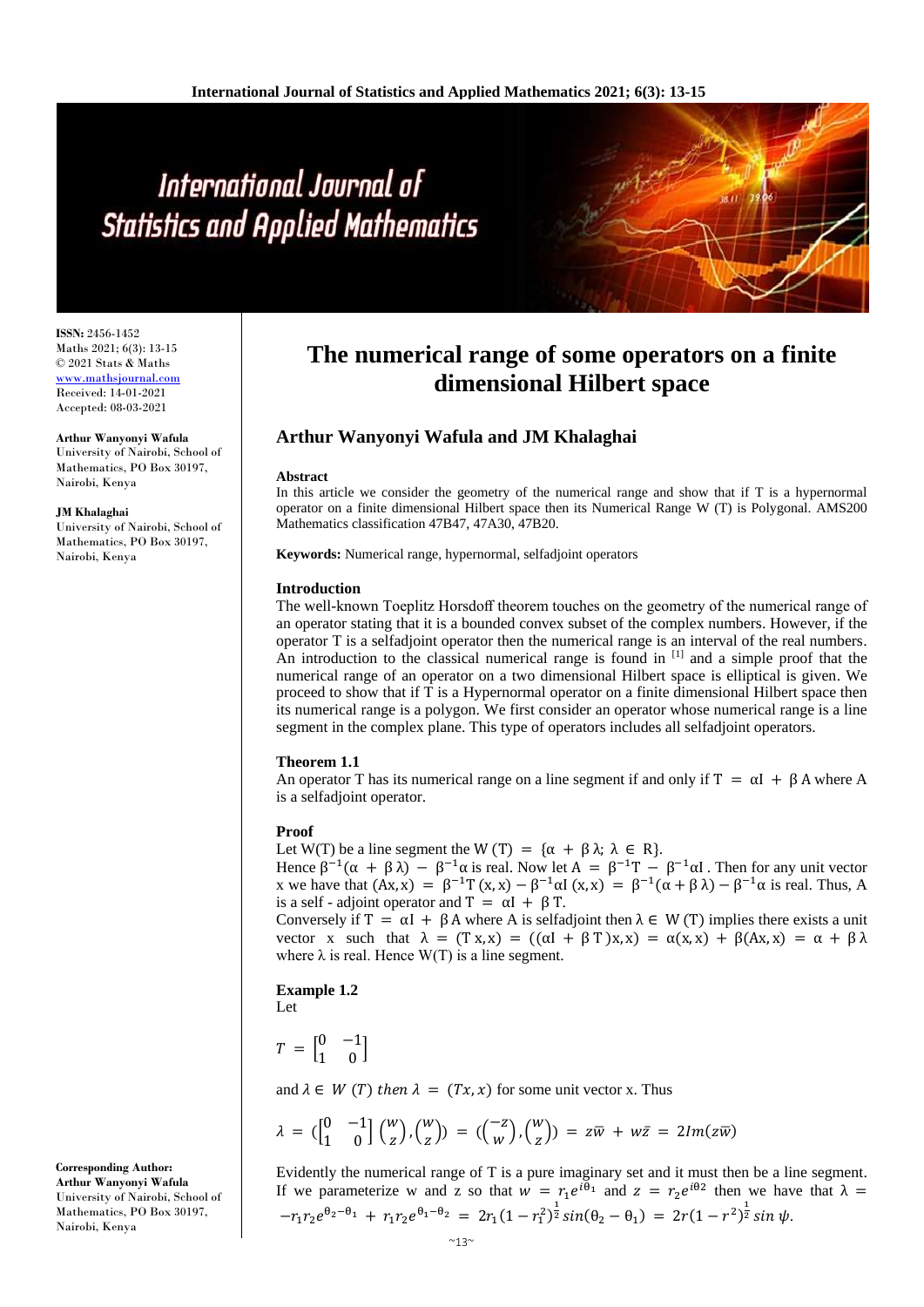**ISSN:** 2456-1452
Maths 2021; 6(3): 13-15
© 2021 Stats & Maths
www.mathsjournal.com
Received: 14-01-2021
Accepted: 08-03-2021

**Arthur Wanyonyi Wafula**
University of Nairobi, School of Mathematics, PO Box 30197, Nairobi, Kenya

**JM Khalaghai**
University of Nairobi, School of Mathematics, PO Box 30197, Nairobi, Kenya

**Corresponding Author:**
**Arthur Wanyonyi Wafula**
University of Nairobi, School of Mathematics, PO Box 30197, Nairobi, Kenya

# The numerical range of some operators on a finite dimensional Hilbert space

## Arthur Wanyonyi Wafula and JM Khalaghai

### Abstract

In this article we consider the geometry of the numerical range and show that if T is a hypernormal operator on a finite dimensional Hilbert space then its Numerical Range W (T) is Polygonal. AMS200 Mathematics classification 47B47, 47A30, 47B20.

**Keywords:** Numerical range, hypernormal, selfadjoint operators

### Introduction

The well-known Toeplitz Horsdoff theorem touches on the geometry of the numerical range of an operator stating that it is a bounded convex subset of the complex numbers. However, if the operator T is a selfadjoint operator then the numerical range is an interval of the real numbers. An introduction to the classical numerical range is found in [1] and a simple proof that the numerical range of an operator on a two dimensional Hilbert space is elliptical is given. We proceed to show that if T is a Hypernormal operator on a finite dimensional Hilbert space then its numerical range is a polygon. We first consider an operator whose numerical range is a line segment in the complex plane. This type of operators includes all selfadjoint operators.

### Theorem 1.1

An operator T has its numerical range on a line segment if and only if $T = \alpha I + \beta A$ where A is a selfadjoint operator.

### Proof

Let W(T) be a line segment the $W(T) = \{\alpha + \beta\lambda;\ \lambda \in R\}$.
Hence $\beta^{-1}(\alpha + \beta\lambda) - \beta^{-1}\alpha$ is real. Now let $A = \beta^{-1}T - \beta^{-1}\alpha I$. Then for any unit vector x we have that $(Ax, x) = \beta^{-1}T(x, x) - \beta^{-1}\alpha I(x, x) = \beta^{-1}(\alpha + \beta\lambda) - \beta^{-1}\alpha$ is real. Thus, A is a self - adjoint operator and $T = \alpha I + \beta T$.
Conversely if $T = \alpha I + \beta A$ where A is selfadjoint then $\lambda \in W(T)$ implies there exists a unit vector x such that $\lambda = (Tx, x) = ((\alpha I + \beta T)x, x) = \alpha(x, x) + \beta(Ax, x) = \alpha + \beta\lambda$ where $\lambda$ is real. Hence W(T) is a line segment.

### Example 1.2

Let

$$T = \begin{bmatrix} 0 & -1 \\ 1 & 0 \end{bmatrix}$$

and $\lambda \in W(T)$ *then* $\lambda = (Tx, x)$ for some unit vector x. Thus

$$\lambda = \left(\begin{bmatrix} 0 & -1 \\ 1 & 0 \end{bmatrix}\begin{pmatrix} w \\ z \end{pmatrix}, \begin{pmatrix} w \\ z \end{pmatrix}\right) = \left(\begin{pmatrix} -z \\ w \end{pmatrix}, \begin{pmatrix} w \\ z \end{pmatrix}\right) = z\overline{w} + w\overline{z} = 2Im(z\overline{w})$$

Evidently the numerical range of T is a pure imaginary set and it must then be a line segment. If we parameterize w and z so that $w = r_1 e^{i\theta_1}$ and $z = r_2 e^{i\theta 2}$ then we have that $\lambda = -r_1 r_2 e^{\theta_2 - \theta_1} + r_1 r_2 e^{\theta_1 - \theta_2} = 2r_1(1 - r_1^2)^{\frac{1}{2}} sin(\theta_2 - \theta_1) = 2r(1 - r^2)^{\frac{1}{2}} sin\ \psi.$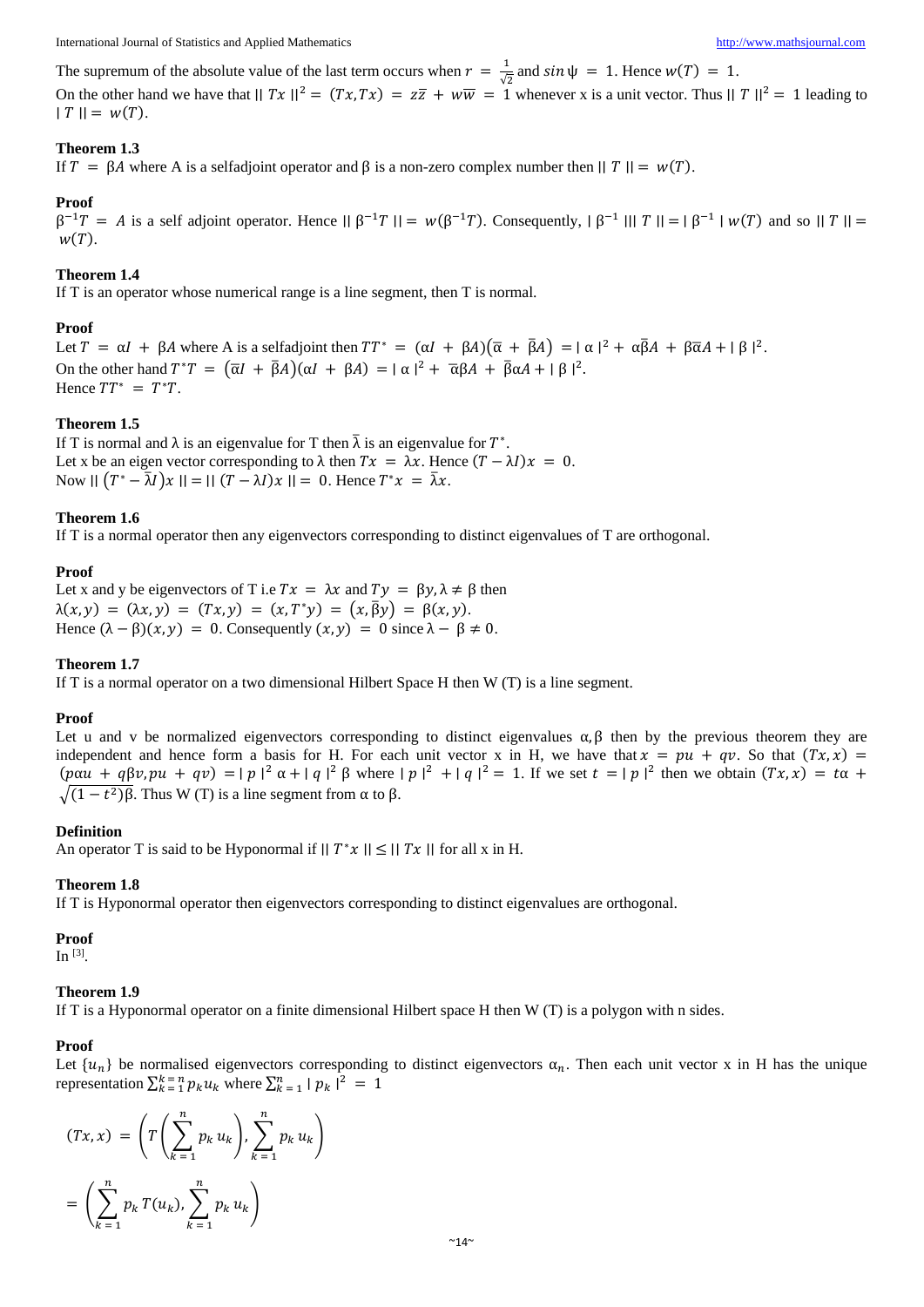The supremum of the absolute value of the last term occurs when $r = \frac{1}{\sqrt{2}}$ and $sin\,\psi = 1$. Hence $w(T) = 1$.
On the other hand we have that $\|\, Tx \,\|^2 = (Tx, Tx) = z\bar{z} + w\bar{w} = 1$ whenever x is a unit vector. Thus $\|\, T \,\|^2 = 1$ leading to $|\, T \,\| = w(T)$.

**Theorem 1.3**
If $T = \beta A$ where A is a selfadjoint operator and $\beta$ is a non-zero complex number then $\|\, T \,\| = w(T)$.

**Proof**
$\beta^{-1}T = A$ is a self adjoint operator. Hence $\|\, \beta^{-1}T \,\| = w(\beta^{-1}T)$. Consequently, $|\, \beta^{-1} \,|\|\, T \,\| = |\, \beta^{-1} \,|\, w(T)$ and so $\|\, T \,\| = w(T)$.

**Theorem 1.4**
If T is an operator whose numerical range is a line segment, then T is normal.

**Proof**
Let $T = \alpha I + \beta A$ where A is a selfadjoint then $TT^* = (\alpha I + \beta A)(\bar{\alpha} + \bar{\beta} A) = |\, \alpha \,|^2 + \alpha\bar{\beta} A + \beta\bar{\alpha} A + |\, \beta \,|^2$.
On the other hand $T^*T = (\bar{\alpha} I + \bar{\beta} A)(\alpha I + \beta A) = |\, \alpha \,|^2 + \bar{\alpha}\beta A + \bar{\beta}\alpha A + |\, \beta \,|^2$.
Hence $TT^* = T^*T$.

**Theorem 1.5**
If T is normal and $\lambda$ is an eigenvalue for T then $\bar{\lambda}$ is an eigenvalue for $T^*$.
Let x be an eigen vector corresponding to $\lambda$ then $Tx = \lambda x$. Hence $(T - \lambda I)x = 0$.
Now $\|\, (T^* - \bar{\lambda} I)x \,\| = \|\, (T - \lambda I)x \,\| = 0$. Hence $T^*x = \bar{\lambda} x$.

**Theorem 1.6**
If T is a normal operator then any eigenvectors corresponding to distinct eigenvalues of T are orthogonal.

**Proof**
Let x and y be eigenvectors of T i.e $Tx = \lambda x$ and $Ty = \beta y, \lambda \neq \beta$ then
$\lambda(x, y) = (\lambda x, y) = (Tx, y) = (x, T^*y) = (x, \bar{\beta} y) = \beta(x, y)$.
Hence $(\lambda - \beta)(x, y) = 0$. Consequently $(x, y) = 0$ since $\lambda - \beta \neq 0$.

**Theorem 1.7**
If T is a normal operator on a two dimensional Hilbert Space H then W (T) is a line segment.

**Proof**
Let u and v be normalized eigenvectors corresponding to distinct eigenvalues $\alpha, \beta$ then by the previous theorem they are independent and hence form a basis for H. For each unit vector x in H, we have that $x = pu + qv$. So that $(Tx, x) = (p\alpha u + q\beta v, pu + qv) = |\, p \,|^2 \alpha + |\, q \,|^2 \beta$ where $|\, p \,|^2 + |\, q \,|^2 = 1$. If we set $t = |\, p \,|^2$ then we obtain $(Tx, x) = t\alpha + \sqrt{(1 - t^2)}\beta$. Thus W (T) is a line segment from $\alpha$ to $\beta$.

**Definition**
An operator T is said to be Hyponormal if $\|\, T^*x \,\| \leq \|\, Tx \,\|$ for all x in H.

**Theorem 1.8**
If T is Hyponormal operator then eigenvectors corresponding to distinct eigenvalues are orthogonal.

**Proof**
In [3].

**Theorem 1.9**
If T is a Hyponormal operator on a finite dimensional Hilbert space H then W (T) is a polygon with n sides.

**Proof**
Let $\{u_n\}$ be normalised eigenvectors corresponding to distinct eigenvectors $\alpha_n$. Then each unit vector x in H has the unique representation $\sum_{k=1}^{k=n} p_k u_k$ where $\sum_{k=1}^{n} |\, p_k \,|^2 = 1$

$$(Tx, x) = \left(T\left(\sum_{k=1}^{n} p_k\, u_k\right), \sum_{k=1}^{n} p_k\, u_k\right)$$

$$= \left(\sum_{k=1}^{n} p_k\, T(u_k), \sum_{k=1}^{n} p_k\, u_k\right)$$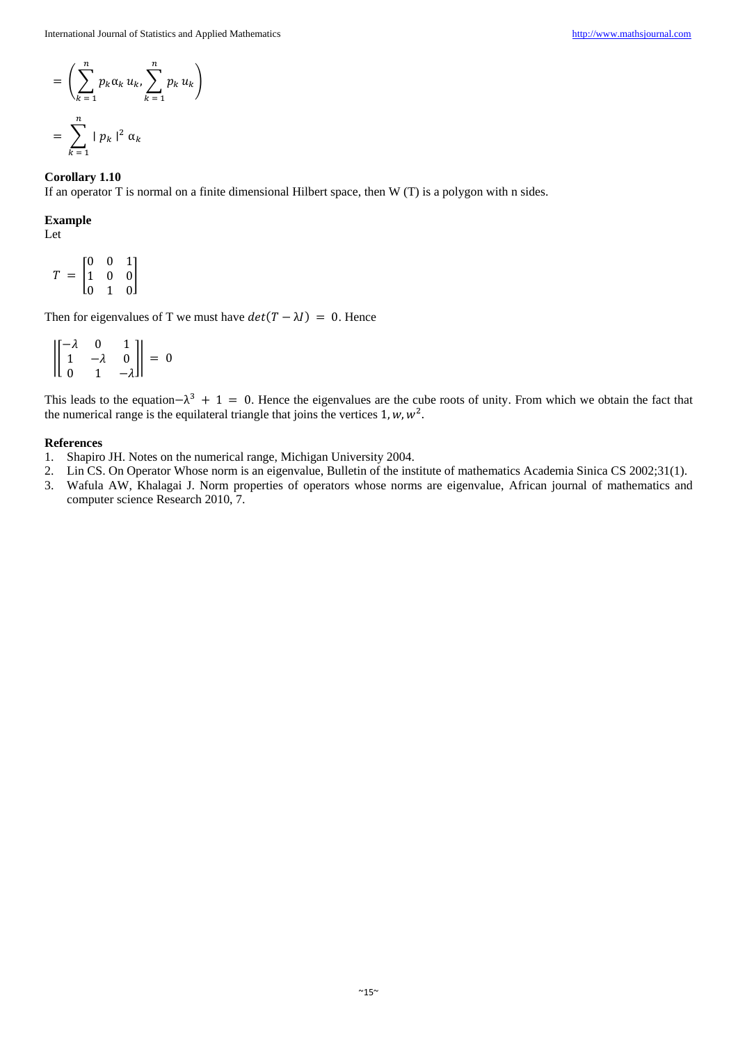$$= \left( \sum_{k=1}^{n} p_k \alpha_k u_k, \sum_{k=1}^{n} p_k u_k \right)$$

$$= \sum_{k=1}^{n} | p_k |^2 \alpha_k$$

**Corollary 1.10**

If an operator T is normal on a finite dimensional Hilbert space, then W (T) is a polygon with n sides.

**Example**

Let

$$T = \begin{bmatrix} 0 & 0 & 1 \\ 1 & 0 & 0 \\ 0 & 1 & 0 \end{bmatrix}$$

Then for eigenvalues of T we must have $det(T - \lambda I) = 0$. Hence

$$\left\| \begin{bmatrix} -\lambda & 0 & 1 \\ 1 & -\lambda & 0 \\ 0 & 1 & -\lambda \end{bmatrix} \right\| = 0$$

This leads to the equation$-\lambda^3 + 1 = 0$. Hence the eigenvalues are the cube roots of unity. From which we obtain the fact that the numerical range is the equilateral triangle that joins the vertices $1, w, w^2$.

**References**

1. Shapiro JH. Notes on the numerical range, Michigan University 2004.
2. Lin CS. On Operator Whose norm is an eigenvalue, Bulletin of the institute of mathematics Academia Sinica CS 2002;31(1).
3. Wafula AW, Khalagai J. Norm properties of operators whose norms are eigenvalue, African journal of mathematics and computer science Research 2010, 7.